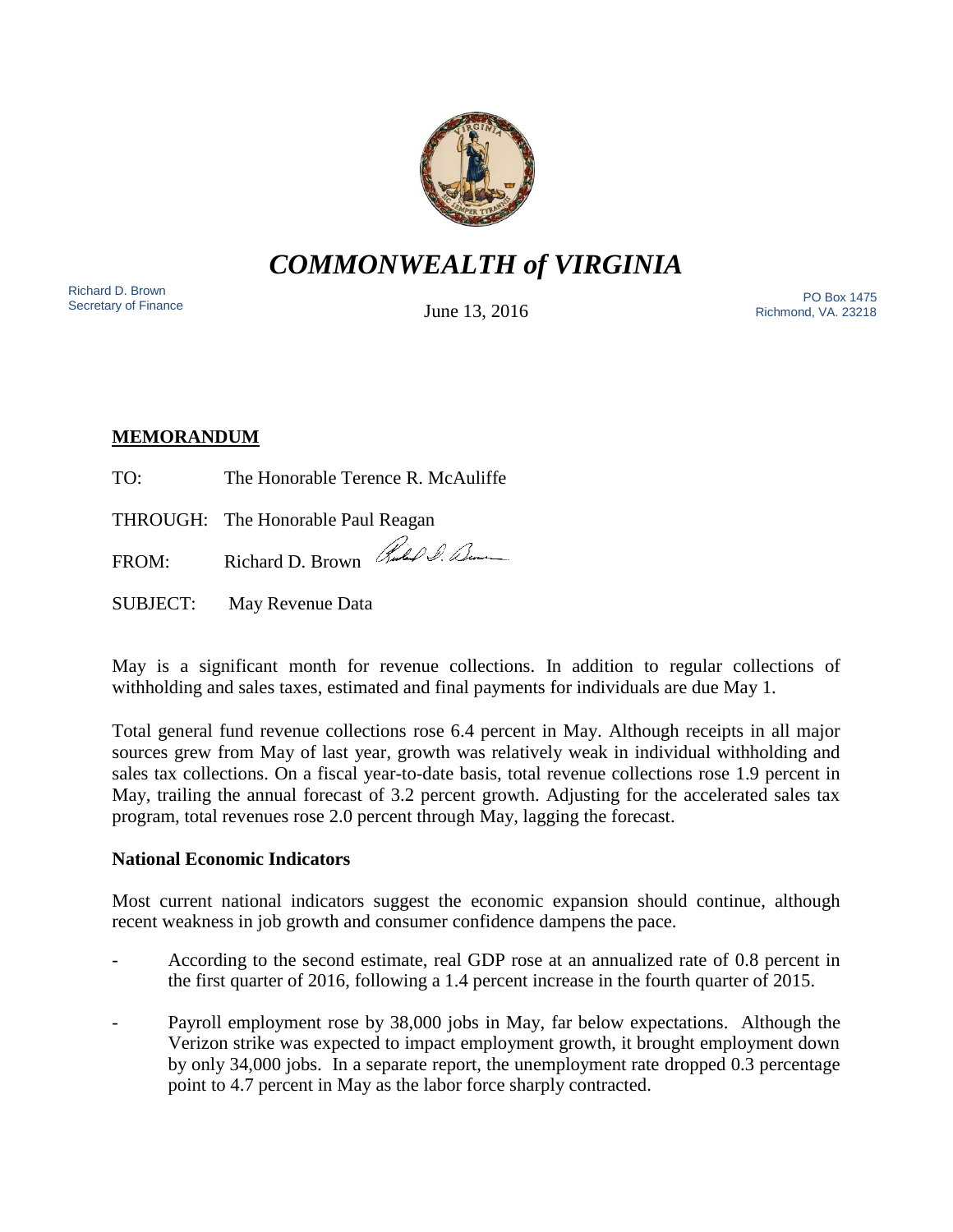# *COMMONWEALTH of VIRGINIA*

Richard D. Brown
Secretary of Finance

June 13, 2016

PO Box 1475
Richmond, VA. 23218

**MEMORANDUM**

TO: The Honorable Terence R. McAuliffe

THROUGH: The Honorable Paul Reagan

FROM: Richard D. Brown

SUBJECT: May Revenue Data

May is a significant month for revenue collections. In addition to regular collections of withholding and sales taxes, estimated and final payments for individuals are due May 1.

Total general fund revenue collections rose 6.4 percent in May. Although receipts in all major sources grew from May of last year, growth was relatively weak in individual withholding and sales tax collections. On a fiscal year-to-date basis, total revenue collections rose 1.9 percent in May, trailing the annual forecast of 3.2 percent growth. Adjusting for the accelerated sales tax program, total revenues rose 2.0 percent through May, lagging the forecast.

**National Economic Indicators**

Most current national indicators suggest the economic expansion should continue, although recent weakness in job growth and consumer confidence dampens the pace.

- According to the second estimate, real GDP rose at an annualized rate of 0.8 percent in the first quarter of 2016, following a 1.4 percent increase in the fourth quarter of 2015.

- Payroll employment rose by 38,000 jobs in May, far below expectations. Although the Verizon strike was expected to impact employment growth, it brought employment down by only 34,000 jobs. In a separate report, the unemployment rate dropped 0.3 percentage point to 4.7 percent in May as the labor force sharply contracted.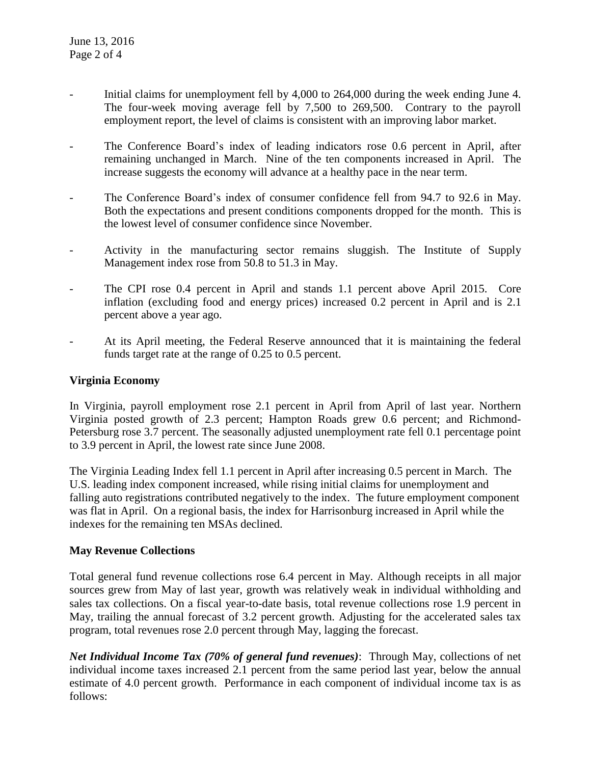- Initial claims for unemployment fell by 4,000 to 264,000 during the week ending June 4. The four-week moving average fell by 7,500 to 269,500. Contrary to the payroll employment report, the level of claims is consistent with an improving labor market.

- The Conference Board's index of leading indicators rose 0.6 percent in April, after remaining unchanged in March. Nine of the ten components increased in April. The increase suggests the economy will advance at a healthy pace in the near term.

- The Conference Board's index of consumer confidence fell from 94.7 to 92.6 in May. Both the expectations and present conditions components dropped for the month. This is the lowest level of consumer confidence since November.

- Activity in the manufacturing sector remains sluggish. The Institute of Supply Management index rose from 50.8 to 51.3 in May.

- The CPI rose 0.4 percent in April and stands 1.1 percent above April 2015. Core inflation (excluding food and energy prices) increased 0.2 percent in April and is 2.1 percent above a year ago.

- At its April meeting, the Federal Reserve announced that it is maintaining the federal funds target rate at the range of 0.25 to 0.5 percent.

**Virginia Economy**

In Virginia, payroll employment rose 2.1 percent in April from April of last year. Northern Virginia posted growth of 2.3 percent; Hampton Roads grew 0.6 percent; and Richmond-Petersburg rose 3.7 percent. The seasonally adjusted unemployment rate fell 0.1 percentage point to 3.9 percent in April, the lowest rate since June 2008.

The Virginia Leading Index fell 1.1 percent in April after increasing 0.5 percent in March. The U.S. leading index component increased, while rising initial claims for unemployment and falling auto registrations contributed negatively to the index. The future employment component was flat in April. On a regional basis, the index for Harrisonburg increased in April while the indexes for the remaining ten MSAs declined.

**May Revenue Collections**

Total general fund revenue collections rose 6.4 percent in May. Although receipts in all major sources grew from May of last year, growth was relatively weak in individual withholding and sales tax collections. On a fiscal year-to-date basis, total revenue collections rose 1.9 percent in May, trailing the annual forecast of 3.2 percent growth. Adjusting for the accelerated sales tax program, total revenues rose 2.0 percent through May, lagging the forecast.

***Net Individual Income Tax (70% of general fund revenues)***: Through May, collections of net individual income taxes increased 2.1 percent from the same period last year, below the annual estimate of 4.0 percent growth. Performance in each component of individual income tax is as follows: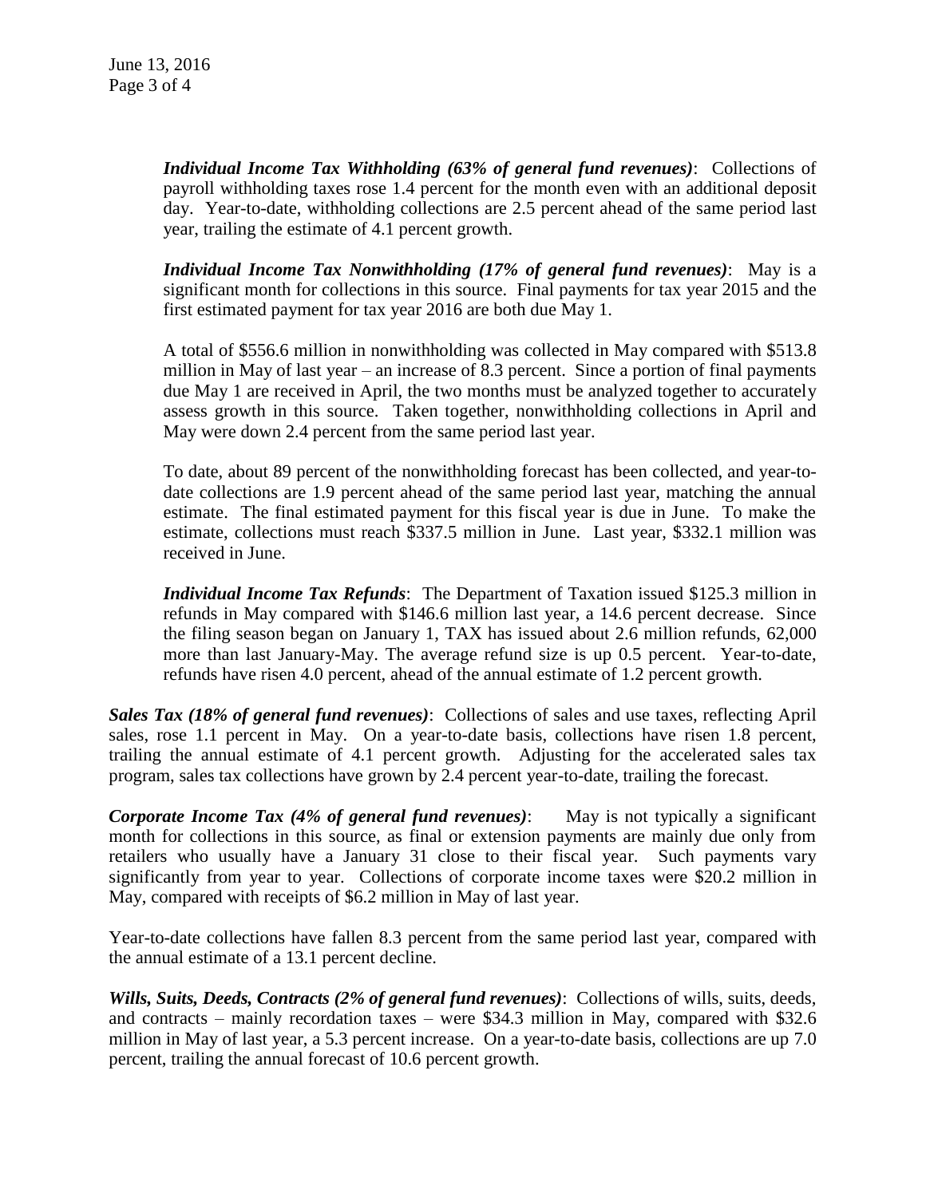***Individual Income Tax Withholding (63% of general fund revenues)***: Collections of payroll withholding taxes rose 1.4 percent for the month even with an additional deposit day. Year-to-date, withholding collections are 2.5 percent ahead of the same period last year, trailing the estimate of 4.1 percent growth.

***Individual Income Tax Nonwithholding (17% of general fund revenues)***: May is a significant month for collections in this source. Final payments for tax year 2015 and the first estimated payment for tax year 2016 are both due May 1.

A total of $556.6 million in nonwithholding was collected in May compared with $513.8 million in May of last year – an increase of 8.3 percent. Since a portion of final payments due May 1 are received in April, the two months must be analyzed together to accurately assess growth in this source. Taken together, nonwithholding collections in April and May were down 2.4 percent from the same period last year.

To date, about 89 percent of the nonwithholding forecast has been collected, and year-to-date collections are 1.9 percent ahead of the same period last year, matching the annual estimate. The final estimated payment for this fiscal year is due in June. To make the estimate, collections must reach $337.5 million in June. Last year, $332.1 million was received in June.

***Individual Income Tax Refunds***: The Department of Taxation issued $125.3 million in refunds in May compared with $146.6 million last year, a 14.6 percent decrease. Since the filing season began on January 1, TAX has issued about 2.6 million refunds, 62,000 more than last January-May. The average refund size is up 0.5 percent. Year-to-date, refunds have risen 4.0 percent, ahead of the annual estimate of 1.2 percent growth.

***Sales Tax (18% of general fund revenues)***: Collections of sales and use taxes, reflecting April sales, rose 1.1 percent in May. On a year-to-date basis, collections have risen 1.8 percent, trailing the annual estimate of 4.1 percent growth. Adjusting for the accelerated sales tax program, sales tax collections have grown by 2.4 percent year-to-date, trailing the forecast.

***Corporate Income Tax (4% of general fund revenues)***: May is not typically a significant month for collections in this source, as final or extension payments are mainly due only from retailers who usually have a January 31 close to their fiscal year. Such payments vary significantly from year to year. Collections of corporate income taxes were $20.2 million in May, compared with receipts of $6.2 million in May of last year.

Year-to-date collections have fallen 8.3 percent from the same period last year, compared with the annual estimate of a 13.1 percent decline.

***Wills, Suits, Deeds, Contracts (2% of general fund revenues)***: Collections of wills, suits, deeds, and contracts – mainly recordation taxes – were $34.3 million in May, compared with $32.6 million in May of last year, a 5.3 percent increase. On a year-to-date basis, collections are up 7.0 percent, trailing the annual forecast of 10.6 percent growth.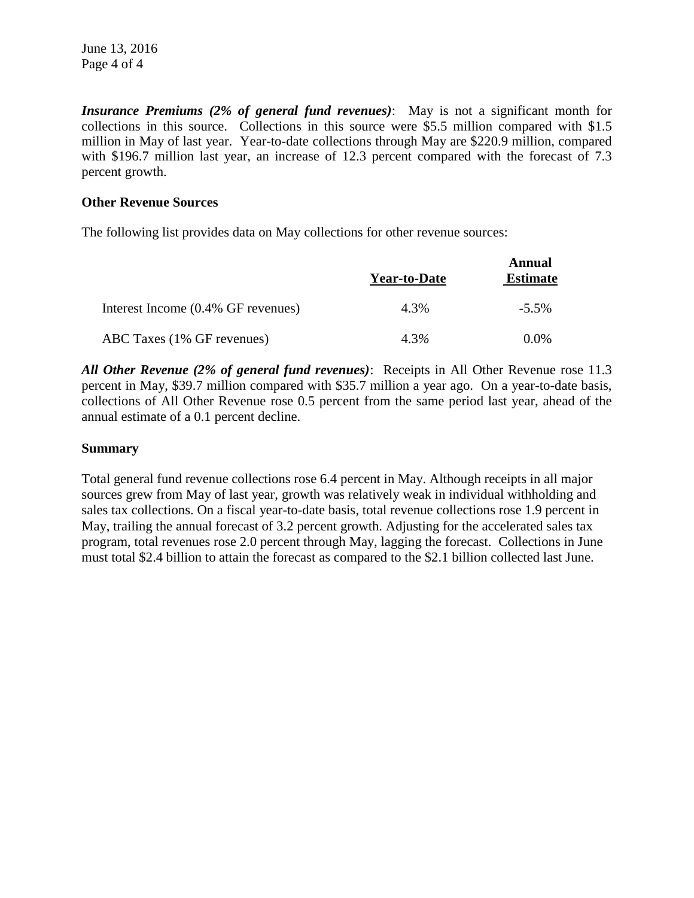*Insurance Premiums (2% of general fund revenues)*: May is not a significant month for collections in this source. Collections in this source were $5.5 million compared with $1.5 million in May of last year. Year-to-date collections through May are $220.9 million, compared with $196.7 million last year, an increase of 12.3 percent compared with the forecast of 7.3 percent growth.

**Other Revenue Sources**

The following list provides data on May collections for other revenue sources:

| | Year-to-Date | Annual Estimate |
|---|---|---|
| Interest Income (0.4% GF revenues) | 4.3% | -5.5% |
| ABC Taxes (1% GF revenues) | 4.3% | 0.0% |

*All Other Revenue (2% of general fund revenues)*: Receipts in All Other Revenue rose 11.3 percent in May, $39.7 million compared with $35.7 million a year ago. On a year-to-date basis, collections of All Other Revenue rose 0.5 percent from the same period last year, ahead of the annual estimate of a 0.1 percent decline.

**Summary**

Total general fund revenue collections rose 6.4 percent in May. Although receipts in all major sources grew from May of last year, growth was relatively weak in individual withholding and sales tax collections. On a fiscal year-to-date basis, total revenue collections rose 1.9 percent in May, trailing the annual forecast of 3.2 percent growth. Adjusting for the accelerated sales tax program, total revenues rose 2.0 percent through May, lagging the forecast. Collections in June must total $2.4 billion to attain the forecast as compared to the $2.1 billion collected last June.